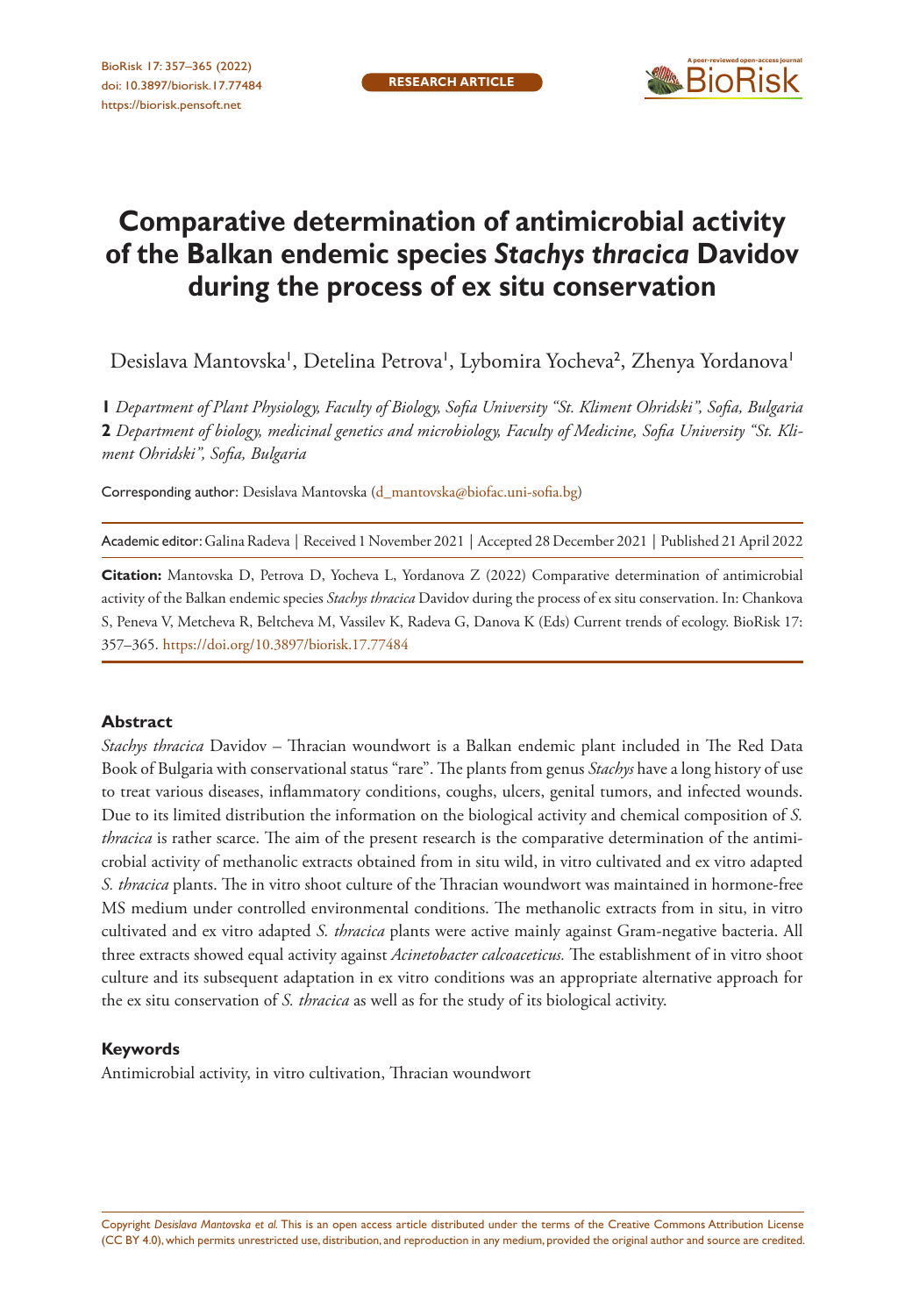# Comparative determination of antimicrobial activity of the Balkan endemic species *Stachys thracica* Davidov during the process of ex situ conservation

Desislava Mantovska[1], Detelina Petrova[1], Lybomira Yocheva[2], Zhenya Yordanova[1]

**1** *Department of Plant Physiology, Faculty of Biology, Sofia University "St. Kliment Ohridski", Sofia, Bulgaria* **2** *Department of biology, medicinal genetics and microbiology, Faculty of Medicine, Sofia University "St. Kliment Ohridski", Sofia, Bulgaria*

Corresponding author: Desislava Mantovska (d_mantovska@biofac.uni-sofia.bg)

Academic editor: Galina Radeva | Received 1 November 2021 | Accepted 28 December 2021 | Published 21 April 2022

**Citation:** Mantovska D, Petrova D, Yocheva L, Yordanova Z (2022) Comparative determination of antimicrobial activity of the Balkan endemic species *Stachys thracica* Davidov during the process of ex situ conservation. In: Chankova S, Peneva V, Metcheva R, Beltcheva M, Vassilev K, Radeva G, Danova K (Eds) Current trends of ecology. BioRisk 17: 357–365. https://doi.org/10.3897/biorisk.17.77484

## Abstract

*Stachys thracica* Davidov – Thracian woundwort is a Balkan endemic plant included in The Red Data Book of Bulgaria with conservational status "rare". The plants from genus *Stachys* have a long history of use to treat various diseases, inflammatory conditions, coughs, ulcers, genital tumors, and infected wounds. Due to its limited distribution the information on the biological activity and chemical composition of *S. thracica* is rather scarce. The aim of the present research is the comparative determination of the antimicrobial activity of methanolic extracts obtained from in situ wild, in vitro cultivated and ex vitro adapted *S. thracica* plants. The in vitro shoot culture of the Thracian woundwort was maintained in hormone-free MS medium under controlled environmental conditions. The methanolic extracts from in situ, in vitro cultivated and ex vitro adapted *S. thracica* plants were active mainly against Gram-negative bacteria. All three extracts showed equal activity against *Acinetobacter calcoaceticus.* The establishment of in vitro shoot culture and its subsequent adaptation in ex vitro conditions was an appropriate alternative approach for the ex situ conservation of *S. thracica* as well as for the study of its biological activity.

## Keywords

Antimicrobial activity, in vitro cultivation, Thracian woundwort

Copyright *Desislava Mantovska et al.* This is an open access article distributed under the terms of the Creative Commons Attribution License (CC BY 4.0), which permits unrestricted use, distribution, and reproduction in any medium, provided the original author and source are credited.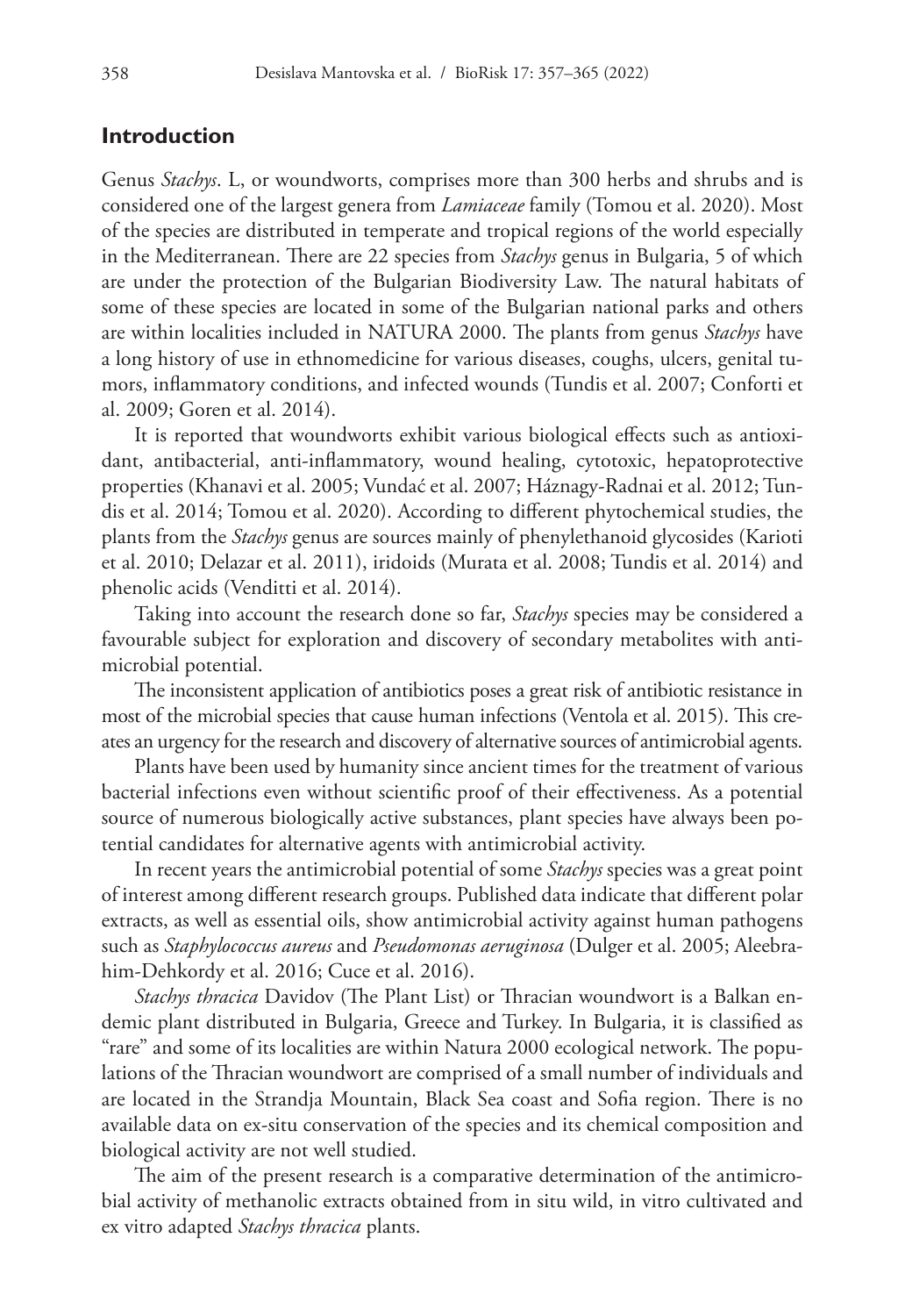## Introduction

Genus *Stachys*. L, or woundworts, comprises more than 300 herbs and shrubs and is considered one of the largest genera from *Lamiaceae* family (Tomou et al. 2020). Most of the species are distributed in temperate and tropical regions of the world especially in the Mediterranean. There are 22 species from *Stachys* genus in Bulgaria, 5 of which are under the protection of the Bulgarian Biodiversity Law. The natural habitats of some of these species are located in some of the Bulgarian national parks and others are within localities included in NATURA 2000. The plants from genus *Stachys* have a long history of use in ethnomedicine for various diseases, coughs, ulcers, genital tumors, inflammatory conditions, and infected wounds (Tundis et al. 2007; Conforti et al. 2009; Goren et al. 2014).

It is reported that woundworts exhibit various biological effects such as antioxidant, antibacterial, anti-inflammatory, wound healing, cytotoxic, hepatoprotective properties (Khanavi et al. 2005; Vundać et al. 2007; Háznagy-Radnai et al. 2012; Tundis et al. 2014; Tomou et al. 2020). According to different phytochemical studies, the plants from the *Stachys* genus are sources mainly of phenylethanoid glycosides (Karioti et al. 2010; Delazar et al. 2011), iridoids (Murata et al. 2008; Tundis et al. 2014) and phenolic acids (Venditti et al. 2014).

Taking into account the research done so far, *Stachys* species may be considered a favourable subject for exploration and discovery of secondary metabolites with antimicrobial potential.

The inconsistent application of antibiotics poses a great risk of antibiotic resistance in most of the microbial species that cause human infections (Ventola et al. 2015). This creates an urgency for the research and discovery of alternative sources of antimicrobial agents.

Plants have been used by humanity since ancient times for the treatment of various bacterial infections even without scientific proof of their effectiveness. As a potential source of numerous biologically active substances, plant species have always been potential candidates for alternative agents with antimicrobial activity.

In recent years the antimicrobial potential of some *Stachys* species was a great point of interest among different research groups. Published data indicate that different polar extracts, as well as essential oils, show antimicrobial activity against human pathogens such as *Staphylococcus aureus* and *Pseudomonas aeruginosa* (Dulger et al. 2005; Aleebrahim-Dehkordy et al. 2016; Cuce et al. 2016).

*Stachys thracica* Davidov (The Plant List) or Thracian woundwort is a Balkan endemic plant distributed in Bulgaria, Greece and Turkey. In Bulgaria, it is classified as "rare" and some of its localities are within Natura 2000 ecological network. The populations of the Thracian woundwort are comprised of a small number of individuals and are located in the Strandja Mountain, Black Sea coast and Sofia region. There is no available data on ex-situ conservation of the species and its chemical composition and biological activity are not well studied.

The aim of the present research is a comparative determination of the antimicrobial activity of methanolic extracts obtained from in situ wild, in vitro cultivated and ex vitro adapted *Stachys thracica* plants.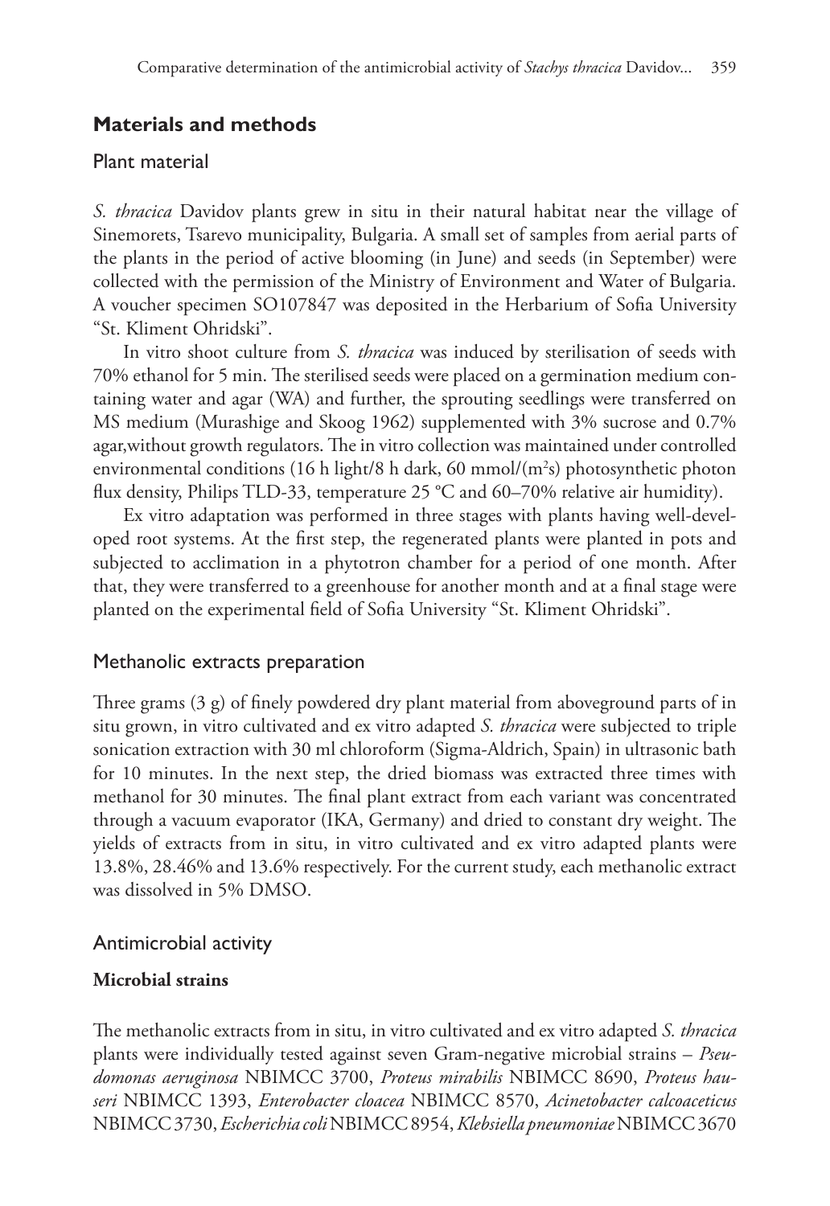## Materials and methods

### Plant material

*S. thracica* Davidov plants grew in situ in their natural habitat near the village of Sinemorets, Tsarevo municipality, Bulgaria. A small set of samples from aerial parts of the plants in the period of active blooming (in June) and seeds (in September) were collected with the permission of the Ministry of Environment and Water of Bulgaria. A voucher specimen SO107847 was deposited in the Herbarium of Sofia University "St. Kliment Ohridski".

In vitro shoot culture from *S. thracica* was induced by sterilisation of seeds with 70% ethanol for 5 min. The sterilised seeds were placed on a germination medium containing water and agar (WA) and further, the sprouting seedlings were transferred on MS medium (Murashige and Skoog 1962) supplemented with 3% sucrose and 0.7% agar,without growth regulators. The in vitro collection was maintained under controlled environmental conditions (16 h light/8 h dark, 60 mmol/($m^2$s) photosynthetic photon flux density, Philips TLD-33, temperature 25 °C and 60–70% relative air humidity).

Ex vitro adaptation was performed in three stages with plants having well-developed root systems. At the first step, the regenerated plants were planted in pots and subjected to acclimation in a phytotron chamber for a period of one month. After that, they were transferred to a greenhouse for another month and at a final stage were planted on the experimental field of Sofia University "St. Kliment Ohridski".

### Methanolic extracts preparation

Three grams (3 g) of finely powdered dry plant material from aboveground parts of in situ grown, in vitro cultivated and ex vitro adapted *S. thracica* were subjected to triple sonication extraction with 30 ml chloroform (Sigma-Aldrich, Spain) in ultrasonic bath for 10 minutes. In the next step, the dried biomass was extracted three times with methanol for 30 minutes. The final plant extract from each variant was concentrated through a vacuum evaporator (IKA, Germany) and dried to constant dry weight. The yields of extracts from in situ, in vitro cultivated and ex vitro adapted plants were 13.8%, 28.46% and 13.6% respectively. For the current study, each methanolic extract was dissolved in 5% DMSO.

### Antimicrobial activity

#### Microbial strains

The methanolic extracts from in situ, in vitro cultivated and ex vitro adapted *S. thracica* plants were individually tested against seven Gram-negative microbial strains – *Pseudomonas aeruginosa* NBIMCC 3700, *Proteus mirabilis* NBIMCC 8690, *Proteus hauseri* NBIMCC 1393, *Enterobacter cloacea* NBIMCC 8570, *Acinetobacter calcoaceticus* NBIMCC 3730, *Escherichia coli* NBIMCC 8954, *Klebsiella pneumoniae* NBIMCC 3670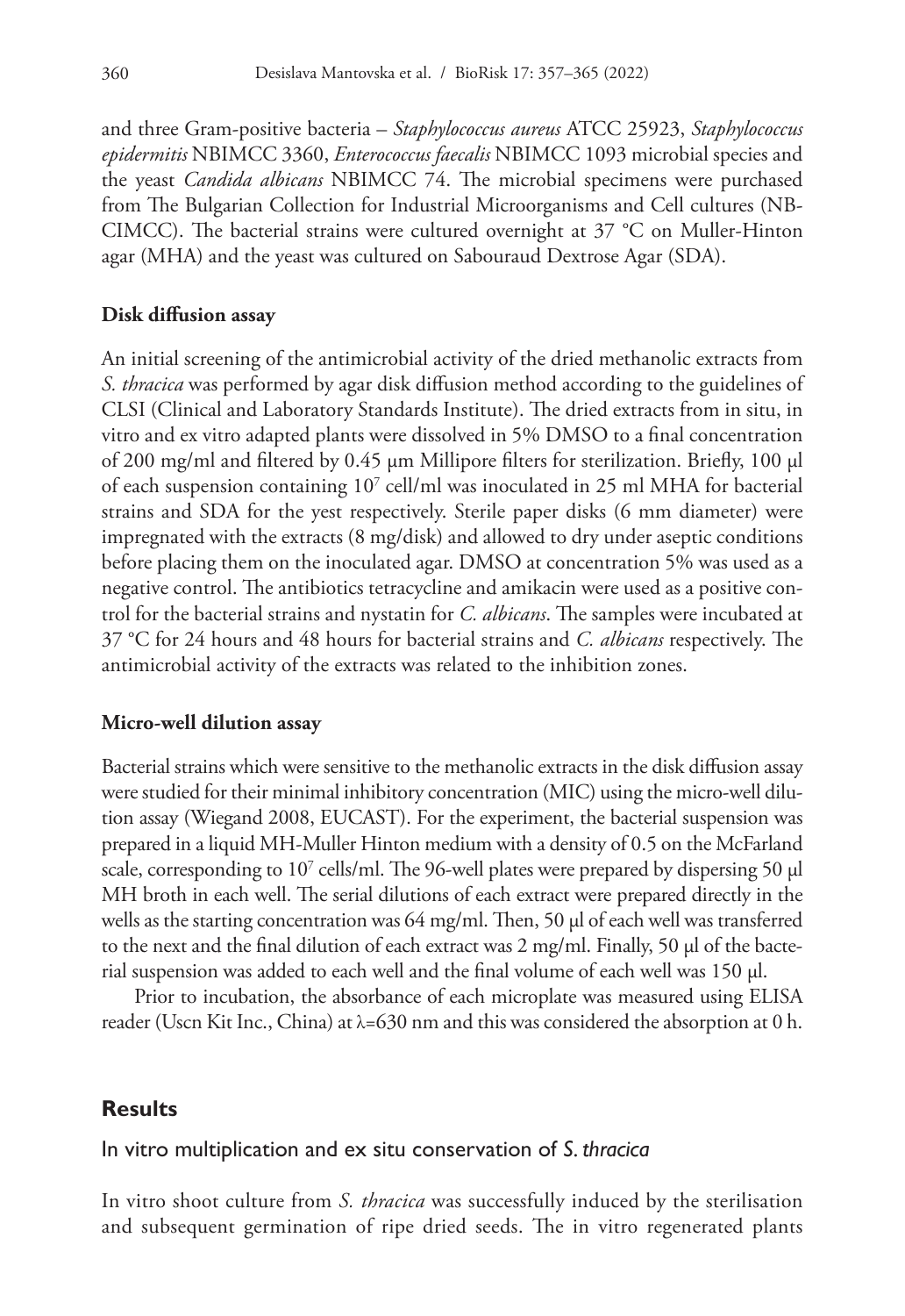and three Gram-positive bacteria – *Staphylococcus aureus* ATCC 25923, *Staphylococcus epidermitis* NBIMCC 3360, *Enterococcus faecalis* NBIMCC 1093 microbial species and the yeast *Candida albicans* NBIMCC 74. The microbial specimens were purchased from The Bulgarian Collection for Industrial Microorganisms and Cell cultures (NBCIMCC). The bacterial strains were cultured overnight at 37 °C on Muller-Hinton agar (MHA) and the yeast was cultured on Sabouraud Dextrose Agar (SDA).

### Disk diffusion assay

An initial screening of the antimicrobial activity of the dried methanolic extracts from *S. thracica* was performed by agar disk diffusion method according to the guidelines of CLSI (Clinical and Laboratory Standards Institute). The dried extracts from in situ, in vitro and ex vitro adapted plants were dissolved in 5% DMSO to a final concentration of 200 mg/ml and filtered by 0.45 μm Millipore filters for sterilization. Briefly, 100 μl of each suspension containing $10^7$ cell/ml was inoculated in 25 ml MHA for bacterial strains and SDA for the yeast respectively. Sterile paper disks (6 mm diameter) were impregnated with the extracts (8 mg/disk) and allowed to dry under aseptic conditions before placing them on the inoculated agar. DMSO at concentration 5% was used as a negative control. The antibiotics tetracycline and amikacin were used as a positive control for the bacterial strains and nystatin for *C. albicans*. The samples were incubated at 37 °C for 24 hours and 48 hours for bacterial strains and *C. albicans* respectively. The antimicrobial activity of the extracts was related to the inhibition zones.

### Micro-well dilution assay

Bacterial strains which were sensitive to the methanolic extracts in the disk diffusion assay were studied for their minimal inhibitory concentration (MIC) using the micro-well dilution assay (Wiegand 2008, EUCAST). For the experiment, the bacterial suspension was prepared in a liquid MH-Muller Hinton medium with a density of 0.5 on the McFarland scale, corresponding to $10^7$ cells/ml. The 96-well plates were prepared by dispersing 50 μl MH broth in each well. The serial dilutions of each extract were prepared directly in the wells as the starting concentration was 64 mg/ml. Then, 50 μl of each well was transferred to the next and the final dilution of each extract was 2 mg/ml. Finally, 50 μl of the bacterial suspension was added to each well and the final volume of each well was 150 μl.

Prior to incubation, the absorbance of each microplate was measured using ELISA reader (Uscn Kit Inc., China) at $\lambda$=630 nm and this was considered the absorption at 0 h.

## Results

### In vitro multiplication and ex situ conservation of *S. thracica*

In vitro shoot culture from *S. thracica* was successfully induced by the sterilisation and subsequent germination of ripe dried seeds. The in vitro regenerated plants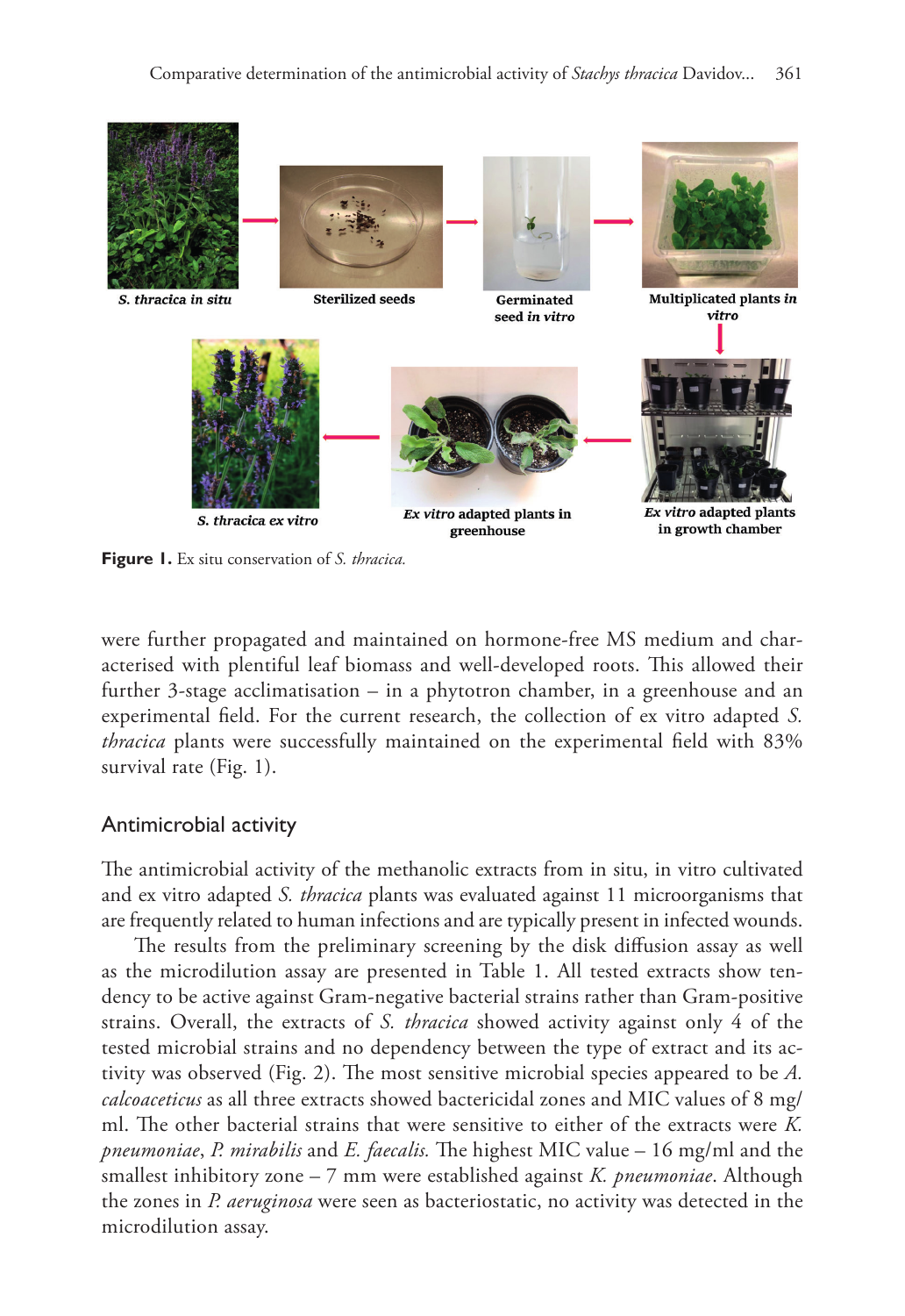**Figure 1.** Ex situ conservation of *S. thracica.*

were further propagated and maintained on hormone-free MS medium and characterised with plentiful leaf biomass and well-developed roots. This allowed their further 3-stage acclimatisation – in a phytotron chamber, in a greenhouse and an experimental field. For the current research, the collection of ex vitro adapted *S. thracica* plants were successfully maintained on the experimental field with 83% survival rate (Fig. 1).

## Antimicrobial activity

The antimicrobial activity of the methanolic extracts from in situ, in vitro cultivated and ex vitro adapted *S. thracica* plants was evaluated against 11 microorganisms that are frequently related to human infections and are typically present in infected wounds.

The results from the preliminary screening by the disk diffusion assay as well as the microdilution assay are presented in Table 1. All tested extracts show tendency to be active against Gram-negative bacterial strains rather than Gram-positive strains. Overall, the extracts of *S. thracica* showed activity against only 4 of the tested microbial strains and no dependency between the type of extract and its activity was observed (Fig. 2). The most sensitive microbial species appeared to be *A. calcoaceticus* as all three extracts showed bactericidal zones and MIC values of 8 mg/ml. The other bacterial strains that were sensitive to either of the extracts were *K. pneumoniae*, *P. mirabilis* and *E. faecalis.* The highest MIC value – 16 mg/ml and the smallest inhibitory zone – 7 mm were established against *K. pneumoniae*. Although the zones in *P. aeruginosa* were seen as bacteriostatic, no activity was detected in the microdilution assay.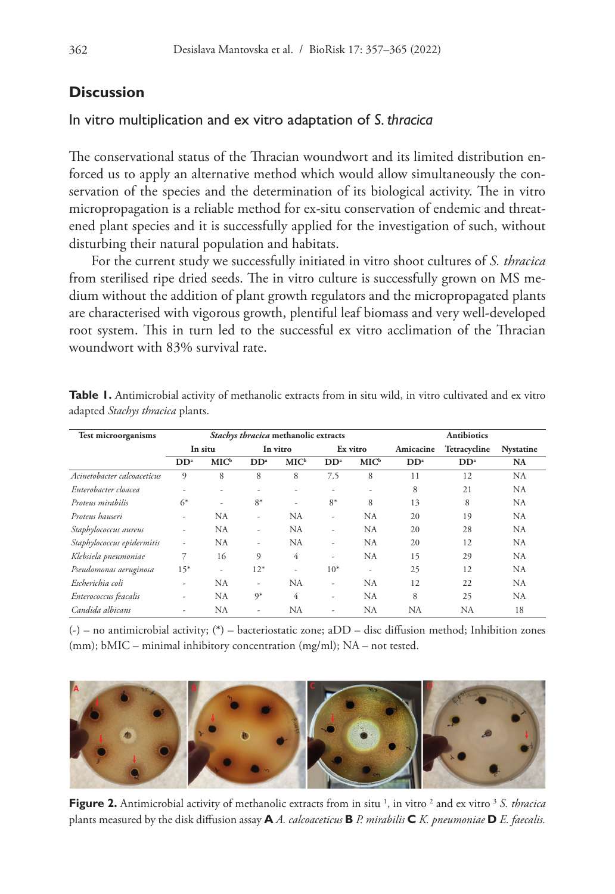## Discussion

### In vitro multiplication and ex vitro adaptation of *S. thracica*

The conservational status of the Thracian woundwort and its limited distribution enforced us to apply an alternative method which would allow simultaneously the conservation of the species and the determination of its biological activity. The in vitro micropropagation is a reliable method for ex-situ conservation of endemic and threatened plant species and it is successfully applied for the investigation of such, without disturbing their natural population and habitats.

For the current study we successfully initiated in vitro shoot cultures of *S. thracica* from sterilised ripe dried seeds. The in vitro culture is successfully grown on MS medium without the addition of plant growth regulators and the micropropagated plants are characterised with vigorous growth, plentiful leaf biomass and very well-developed root system. This in turn led to the successful ex vitro acclimation of the Thracian woundwort with 83% survival rate.

**Table 1.** Antimicrobial activity of methanolic extracts from in situ wild, in vitro cultivated and ex vitro adapted *Stachys thracica* plants.

| Test microorganisms | *Stachys thracica* methanolic extracts | | | | | | Antibiotics | | |
|---|---|---|---|---|---|---|---|---|---|
| | In situ | | In vitro | | Ex vitro | | Amicacine | Tetracycline | Nystatine |
| | DD[a] | MIC[b] | DD[a] | MIC[b] | DD[a] | MIC[b] | DD[a] | DD[a] | NA |
| *Acinetobacter calcoaceticus* | 9 | 8 | 8 | 8 | 7.5 | 8 | 11 | 12 | NA |
| *Enterobacter cloacea* | - | - | - | - | - | - | 8 | 21 | NA |
| *Proteus mirabilis* | 6* | - | 8* | - | 8* | 8 | 13 | 8 | NA |
| *Proteus hauseri* | - | NA | - | NA | - | NA | 20 | 19 | NA |
| *Staphylococcus aureus* | - | NA | - | NA | - | NA | 20 | 28 | NA |
| *Staphylococcus epidermitis* | - | NA | - | NA | - | NA | 20 | 12 | NA |
| *Klebsiela pneumoniae* | 7 | 16 | 9 | 4 | - | NA | 15 | 29 | NA |
| *Pseudomonas aeruginosa* | 15* | - | 12* | - | 10* | - | 25 | 12 | NA |
| *Escherichia coli* | - | NA | - | NA | - | NA | 12 | 22 | NA |
| *Enterococcus feacalis* | - | NA | 9* | 4 | - | NA | 8 | 25 | NA |
| *Candida albicans* | - | NA | - | NA | - | NA | NA | NA | 18 |

(-) – no antimicrobial activity; (*) – bacteriostatic zone; aDD – disc diffusion method; Inhibition zones (mm); bMIC – minimal inhibitory concentration (mg/ml); NA – not tested.

**Figure 2.** Antimicrobial activity of methanolic extracts from in situ [1], in vitro [2] and ex vitro [3] *S. thracica* plants measured by the disk diffusion assay **A** *A. calcoaceticus* **B** *P. mirabilis* **C** *K. pneumoniae* **D** *E. faecalis.*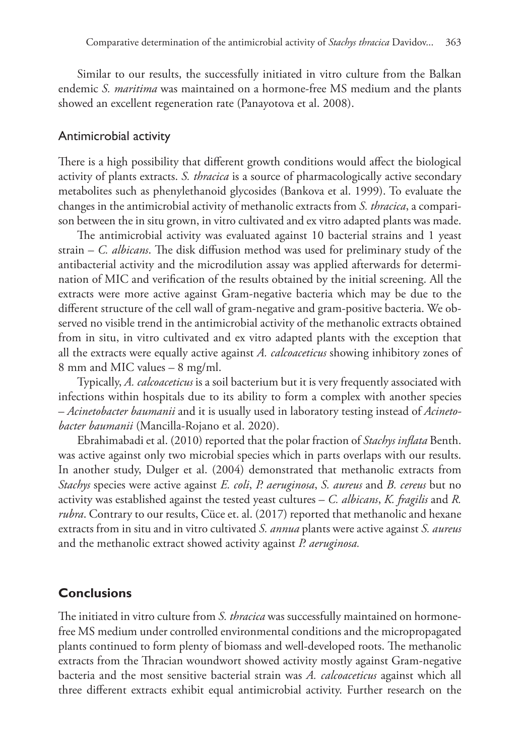Similar to our results, the successfully initiated in vitro culture from the Balkan endemic *S. maritima* was maintained on a hormone-free MS medium and the plants showed an excellent regeneration rate (Panayotova et al. 2008).

### Antimicrobial activity

There is a high possibility that different growth conditions would affect the biological activity of plants extracts. *S. thracica* is a source of pharmacologically active secondary metabolites such as phenylethanoid glycosides (Bankova et al. 1999). To evaluate the changes in the antimicrobial activity of methanolic extracts from *S. thracica*, a comparison between the in situ grown, in vitro cultivated and ex vitro adapted plants was made.

The antimicrobial activity was evaluated against 10 bacterial strains and 1 yeast strain – *C. albicans*. The disk diffusion method was used for preliminary study of the antibacterial activity and the microdilution assay was applied afterwards for determination of MIC and verification of the results obtained by the initial screening. All the extracts were more active against Gram-negative bacteria which may be due to the different structure of the cell wall of gram-negative and gram-positive bacteria. We observed no visible trend in the antimicrobial activity of the methanolic extracts obtained from in situ, in vitro cultivated and ex vitro adapted plants with the exception that all the extracts were equally active against *A. calcoaceticus* showing inhibitory zones of 8 mm and MIC values – 8 mg/ml.

Typically, *A. calcoaceticus* is a soil bacterium but it is very frequently associated with infections within hospitals due to its ability to form a complex with another species – *Acinetobacter baumanii* and it is usually used in laboratory testing instead of *Acinetobacter baumanii* (Mancilla-Rojano et al. 2020).

Ebrahimabadi et al. (2010) reported that the polar fraction of *Stachys inflata* Benth. was active against only two microbial species which in parts overlaps with our results. In another study, Dulger et al. (2004) demonstrated that methanolic extracts from *Stachys* species were active against *E. coli*, *P. aeruginosa*, *S. aureus* and *B. cereus* but no activity was established against the tested yeast cultures – *C. albicans*, *K. fragilis* and *R. rubra*. Contrary to our results, Cüce et. al. (2017) reported that methanolic and hexane extracts from in situ and in vitro cultivated *S. annua* plants were active against *S. aureus* and the methanolic extract showed activity against *P. aeruginosa.*

## Conclusions

The initiated in vitro culture from *S. thracica* was successfully maintained on hormone-free MS medium under controlled environmental conditions and the micropropagated plants continued to form plenty of biomass and well-developed roots. The methanolic extracts from the Thracian woundwort showed activity mostly against Gram-negative bacteria and the most sensitive bacterial strain was *A. calcoaceticus* against which all three different extracts exhibit equal antimicrobial activity. Further research on the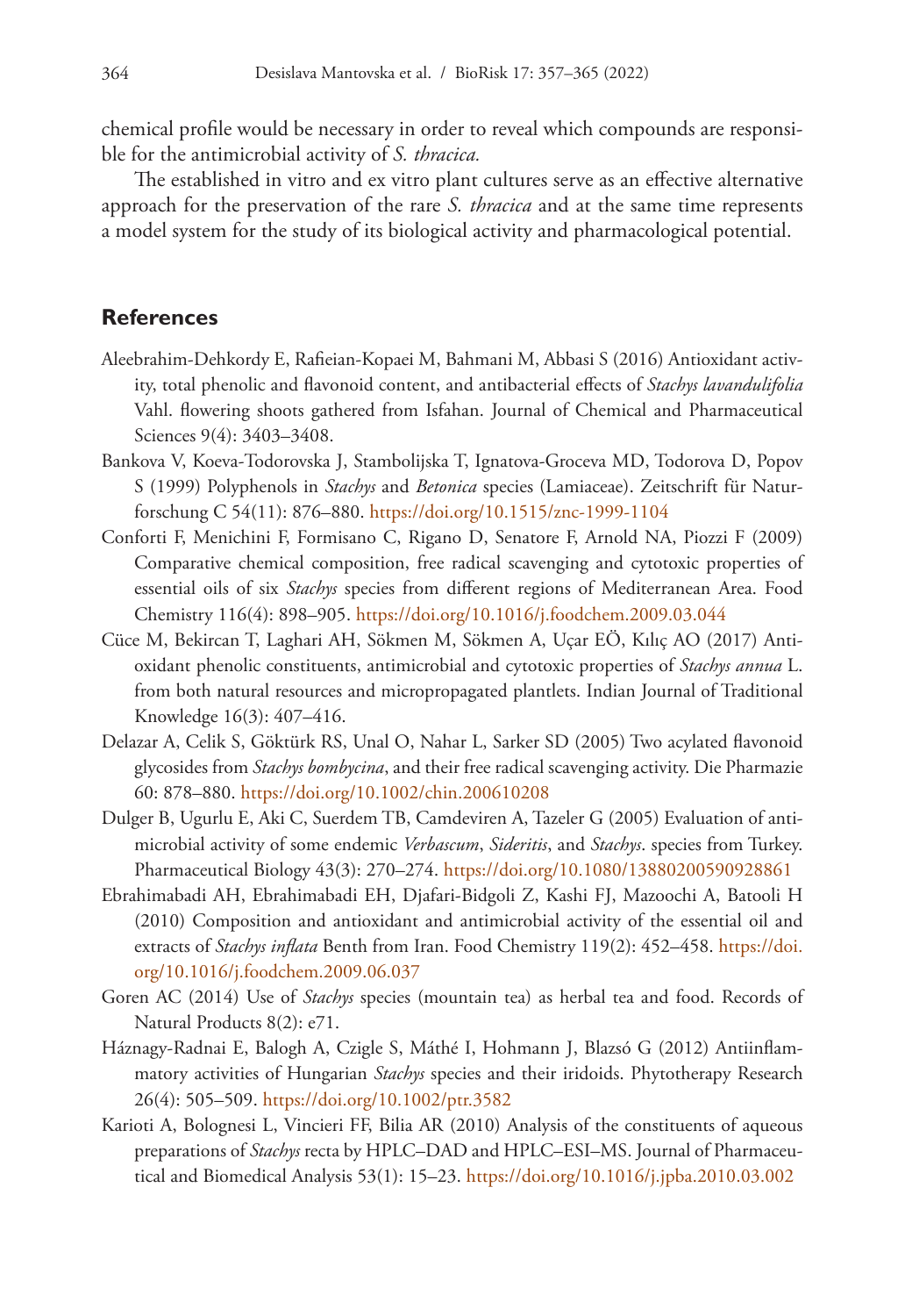chemical profile would be necessary in order to reveal which compounds are responsible for the antimicrobial activity of *S. thracica.*

The established in vitro and ex vitro plant cultures serve as an effective alternative approach for the preservation of the rare *S. thracica* and at the same time represents a model system for the study of its biological activity and pharmacological potential.

## References

Aleebrahim-Dehkordy E, Rafieian-Kopaei M, Bahmani M, Abbasi S (2016) Antioxidant activity, total phenolic and flavonoid content, and antibacterial effects of *Stachys lavandulifolia* Vahl. flowering shoots gathered from Isfahan. Journal of Chemical and Pharmaceutical Sciences 9(4): 3403–3408.

Bankova V, Koeva-Todorovska J, Stambolijska T, Ignatova-Groceva MD, Todorova D, Popov S (1999) Polyphenols in *Stachys* and *Betonica* species (Lamiaceae). Zeitschrift für Naturforschung C 54(11): 876–880. https://doi.org/10.1515/znc-1999-1104

Conforti F, Menichini F, Formisano C, Rigano D, Senatore F, Arnold NA, Piozzi F (2009) Comparative chemical composition, free radical scavenging and cytotoxic properties of essential oils of six *Stachys* species from different regions of Mediterranean Area. Food Chemistry 116(4): 898–905. https://doi.org/10.1016/j.foodchem.2009.03.044

Cüce M, Bekircan T, Laghari AH, Sökmen M, Sökmen A, Uçar EÖ, Kılıç AO (2017) Antioxidant phenolic constituents, antimicrobial and cytotoxic properties of *Stachys annua* L. from both natural resources and micropropagated plantlets. Indian Journal of Traditional Knowledge 16(3): 407–416.

Delazar A, Celik S, Göktürk RS, Unal O, Nahar L, Sarker SD (2005) Two acylated flavonoid glycosides from *Stachys bombycina*, and their free radical scavenging activity. Die Pharmazie 60: 878–880. https://doi.org/10.1002/chin.200610208

Dulger B, Ugurlu E, Aki C, Suerdem TB, Camdeviren A, Tazeler G (2005) Evaluation of antimicrobial activity of some endemic *Verbascum*, *Sideritis*, and *Stachys*. species from Turkey. Pharmaceutical Biology 43(3): 270–274. https://doi.org/10.1080/13880200590928861

Ebrahimabadi AH, Ebrahimabadi EH, Djafari-Bidgoli Z, Kashi FJ, Mazoochi A, Batooli H (2010) Composition and antioxidant and antimicrobial activity of the essential oil and extracts of *Stachys inflata* Benth from Iran. Food Chemistry 119(2): 452–458. https://doi.org/10.1016/j.foodchem.2009.06.037

Goren AC (2014) Use of *Stachys* species (mountain tea) as herbal tea and food. Records of Natural Products 8(2): e71.

Háznagy-Radnai E, Balogh A, Czigle S, Máthé I, Hohmann J, Blazsó G (2012) Antiinflammatory activities of Hungarian *Stachys* species and their iridoids. Phytotherapy Research 26(4): 505–509. https://doi.org/10.1002/ptr.3582

Karioti A, Bolognesi L, Vincieri FF, Bilia AR (2010) Analysis of the constituents of aqueous preparations of *Stachys* recta by HPLC–DAD and HPLC–ESI–MS. Journal of Pharmaceutical and Biomedical Analysis 53(1): 15–23. https://doi.org/10.1016/j.jpba.2010.03.002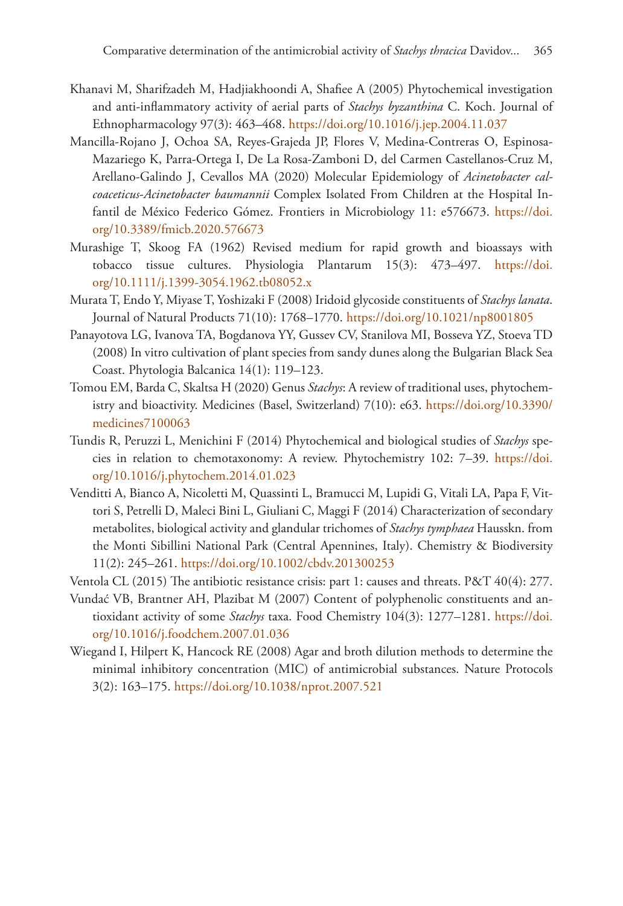Khanavi M, Sharifzadeh M, Hadjiakhoondi A, Shafiee A (2005) Phytochemical investigation and anti-inflammatory activity of aerial parts of *Stachys byzanthina* C. Koch. Journal of Ethnopharmacology 97(3): 463–468. https://doi.org/10.1016/j.jep.2004.11.037

Mancilla-Rojano J, Ochoa SA, Reyes-Grajeda JP, Flores V, Medina-Contreras O, Espinosa-Mazariego K, Parra-Ortega I, De La Rosa-Zamboni D, del Carmen Castellanos-Cruz M, Arellano-Galindo J, Cevallos MA (2020) Molecular Epidemiology of *Acinetobacter calcoaceticus-Acinetobacter baumannii* Complex Isolated From Children at the Hospital Infantil de México Federico Gómez. Frontiers in Microbiology 11: e576673. https://doi.org/10.3389/fmicb.2020.576673

Murashige T, Skoog FA (1962) Revised medium for rapid growth and bioassays with tobacco tissue cultures. Physiologia Plantarum 15(3): 473–497. https://doi.org/10.1111/j.1399-3054.1962.tb08052.x

Murata T, Endo Y, Miyase T, Yoshizaki F (2008) Iridoid glycoside constituents of *Stachys lanata*. Journal of Natural Products 71(10): 1768–1770. https://doi.org/10.1021/np8001805

Panayotova LG, Ivanova TA, Bogdanova YY, Gussev CV, Stanilova MI, Bosseva YZ, Stoeva TD (2008) In vitro cultivation of plant species from sandy dunes along the Bulgarian Black Sea Coast. Phytologia Balcanica 14(1): 119–123.

Tomou EM, Barda C, Skaltsa H (2020) Genus *Stachys*: A review of traditional uses, phytochemistry and bioactivity. Medicines (Basel, Switzerland) 7(10): e63. https://doi.org/10.3390/medicines7100063

Tundis R, Peruzzi L, Menichini F (2014) Phytochemical and biological studies of *Stachys* species in relation to chemotaxonomy: A review. Phytochemistry 102: 7–39. https://doi.org/10.1016/j.phytochem.2014.01.023

Venditti A, Bianco A, Nicoletti M, Quassinti L, Bramucci M, Lupidi G, Vitali LA, Papa F, Vittori S, Petrelli D, Maleci Bini L, Giuliani C, Maggi F (2014) Characterization of secondary metabolites, biological activity and glandular trichomes of *Stachys tymphaea* Hausskn. from the Monti Sibillini National Park (Central Apennines, Italy). Chemistry & Biodiversity 11(2): 245–261. https://doi.org/10.1002/cbdv.201300253

Ventola CL (2015) The antibiotic resistance crisis: part 1: causes and threats. P&T 40(4): 277.

Vundać VB, Brantner AH, Plazibat M (2007) Content of polyphenolic constituents and antioxidant activity of some *Stachys* taxa. Food Chemistry 104(3): 1277–1281. https://doi.org/10.1016/j.foodchem.2007.01.036

Wiegand I, Hilpert K, Hancock RE (2008) Agar and broth dilution methods to determine the minimal inhibitory concentration (MIC) of antimicrobial substances. Nature Protocols 3(2): 163–175. https://doi.org/10.1038/nprot.2007.521